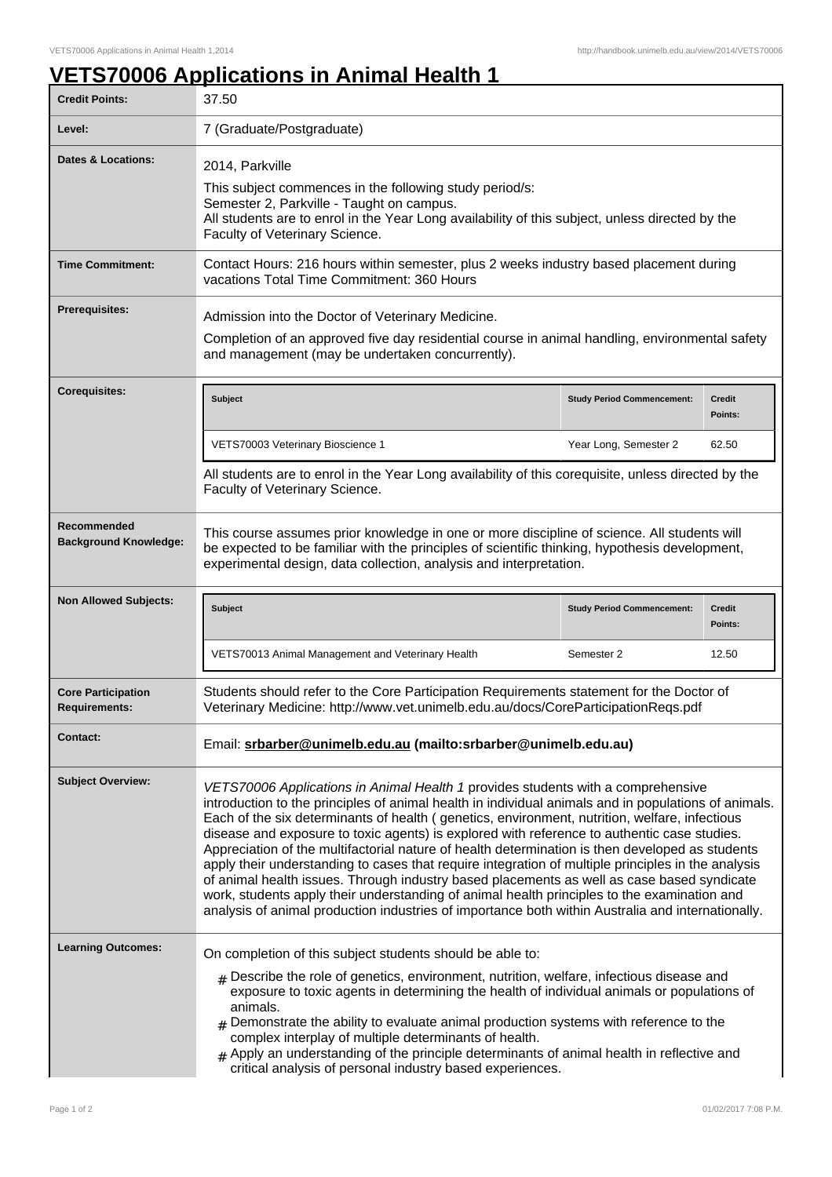# VETS70006 Applications in Animal Health 1

| | |
|---|---|
| **Credit Points:** | 37.50 |
| **Level:** | 7 (Graduate/Postgraduate) |
| **Dates & Locations:** | 2014, Parkville<br>This subject commences in the following study period/s:<br>Semester 2, Parkville - Taught on campus.<br>All students are to enrol in the Year Long availability of this subject, unless directed by the Faculty of Veterinary Science. |
| **Time Commitment:** | Contact Hours: 216 hours within semester, plus 2 weeks industry based placement during vacations Total Time Commitment: 360 Hours |
| **Prerequisites:** | Admission into the Doctor of Veterinary Medicine.<br>Completion of an approved five day residential course in animal handling, environmental safety and management (may be undertaken concurrently). |
| **Corequisites:** | **Subject**: VETS70003 Veterinary Bioscience 1 — **Study Period Commencement**: Year Long, Semester 2 — **Credit Points**: 62.50<br>All students are to enrol in the Year Long availability of this corequisite, unless directed by the Faculty of Veterinary Science. |
| **Recommended Background Knowledge:** | This course assumes prior knowledge in one or more discipline of science. All students will be expected to be familiar with the principles of scientific thinking, hypothesis development, experimental design, data collection, analysis and interpretation. |
| **Non Allowed Subjects:** | **Subject**: VETS70013 Animal Management and Veterinary Health — **Study Period Commencement**: Semester 2 — **Credit Points**: 12.50 |
| **Core Participation Requirements:** | Students should refer to the Core Participation Requirements statement for the Doctor of Veterinary Medicine: http://www.vet.unimelb.edu.au/docs/CoreParticipationReqs.pdf |
| **Contact:** | Email: **srbarber@unimelb.edu.au (mailto:srbarber@unimelb.edu.au)** |
| **Subject Overview:** | *VETS70006 Applications in Animal Health 1* provides students with a comprehensive introduction to the principles of animal health in individual animals and in populations of animals. Each of the six determinants of health ( genetics, environment, nutrition, welfare, infectious disease and exposure to toxic agents) is explored with reference to authentic case studies. Appreciation of the multifactorial nature of health determination is then developed as students apply their understanding to cases that require integration of multiple principles in the analysis of animal health issues. Through industry based placements as well as case based syndicate work, students apply their understanding of animal health principles to the examination and analysis of animal production industries of importance both within Australia and internationally. |
| **Learning Outcomes:** | On completion of this subject students should be able to:<br># Describe the role of genetics, environment, nutrition, welfare, infectious disease and exposure to toxic agents in determining the health of individual animals or populations of animals.<br># Demonstrate the ability to evaluate animal production systems with reference to the complex interplay of multiple determinants of health.<br># Apply an understanding of the principle determinants of animal health in reflective and critical analysis of personal industry based experiences. |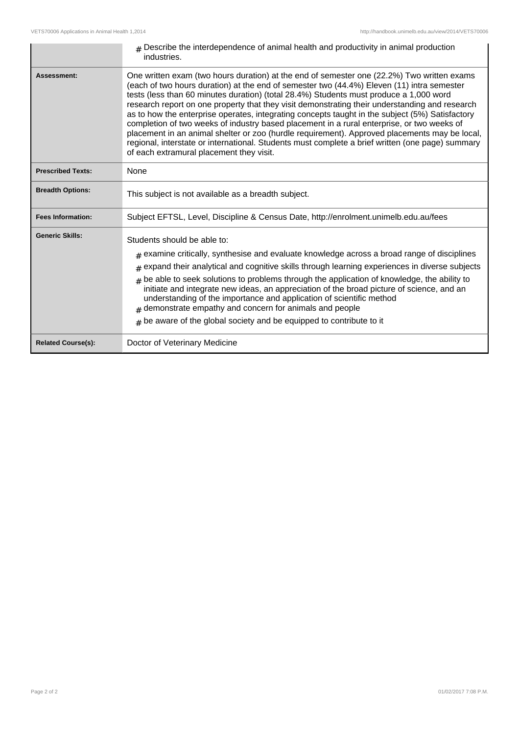| | |
|---|---|
| | # Describe the interdependence of animal health and productivity in animal production industries. |
| **Assessment:** | One written exam (two hours duration) at the end of semester one (22.2%) Two written exams (each of two hours duration) at the end of semester two (44.4%) Eleven (11) intra semester tests (less than 60 minutes duration) (total 28.4%) Students must produce a 1,000 word research report on one property that they visit demonstrating their understanding and research as to how the enterprise operates, integrating concepts taught in the subject (5%) Satisfactory completion of two weeks of industry based placement in a rural enterprise, or two weeks of placement in an animal shelter or zoo (hurdle requirement). Approved placements may be local, regional, interstate or international. Students must complete a brief written (one page) summary of each extramural placement they visit. |
| **Prescribed Texts:** | None |
| **Breadth Options:** | This subject is not available as a breadth subject. |
| **Fees Information:** | Subject EFTSL, Level, Discipline & Census Date, http://enrolment.unimelb.edu.au/fees |
| **Generic Skills:** | Students should be able to: # examine critically, synthesise and evaluate knowledge across a broad range of disciplines # expand their analytical and cognitive skills through learning experiences in diverse subjects # be able to seek solutions to problems through the application of knowledge, the ability to initiate and integrate new ideas, an appreciation of the broad picture of science, and an understanding of the importance and application of scientific method # demonstrate empathy and concern for animals and people # be aware of the global society and be equipped to contribute to it |
| **Related Course(s):** | Doctor of Veterinary Medicine |